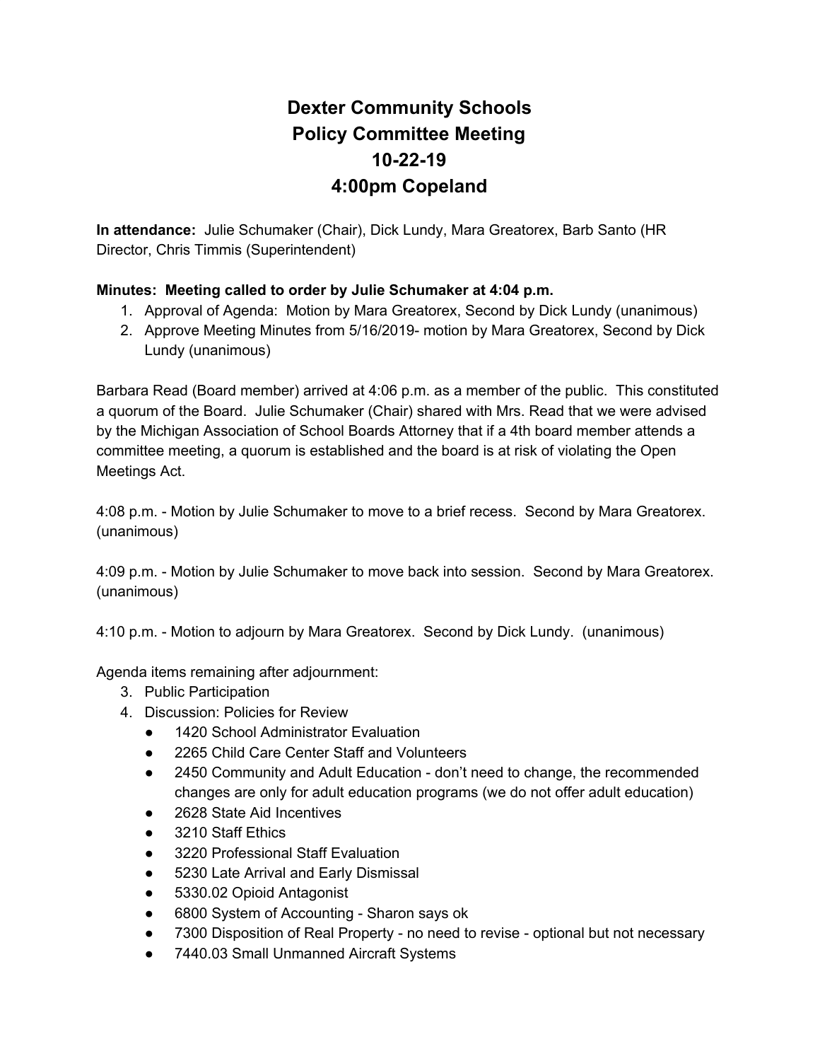# Dexter Community Schools
# Policy Committee Meeting
# 10-22-19
# 4:00pm Copeland

**In attendance:** Julie Schumaker (Chair), Dick Lundy, Mara Greatorex, Barb Santo (HR Director, Chris Timmis (Superintendent)

**Minutes: Meeting called to order by Julie Schumaker at 4:04 p.m.**

1. Approval of Agenda: Motion by Mara Greatorex, Second by Dick Lundy (unanimous)
2. Approve Meeting Minutes from 5/16/2019- motion by Mara Greatorex, Second by Dick Lundy (unanimous)

Barbara Read (Board member) arrived at 4:06 p.m. as a member of the public. This constituted a quorum of the Board. Julie Schumaker (Chair) shared with Mrs. Read that we were advised by the Michigan Association of School Boards Attorney that if a 4th board member attends a committee meeting, a quorum is established and the board is at risk of violating the Open Meetings Act.

4:08 p.m. - Motion by Julie Schumaker to move to a brief recess. Second by Mara Greatorex. (unanimous)

4:09 p.m. - Motion by Julie Schumaker to move back into session. Second by Mara Greatorex. (unanimous)

4:10 p.m. - Motion to adjourn by Mara Greatorex. Second by Dick Lundy. (unanimous)

Agenda items remaining after adjournment:

3. Public Participation
4. Discussion: Policies for Review
   - 1420 School Administrator Evaluation
   - 2265 Child Care Center Staff and Volunteers
   - 2450 Community and Adult Education - don't need to change, the recommended changes are only for adult education programs (we do not offer adult education)
   - 2628 State Aid Incentives
   - 3210 Staff Ethics
   - 3220 Professional Staff Evaluation
   - 5230 Late Arrival and Early Dismissal
   - 5330.02 Opioid Antagonist
   - 6800 System of Accounting - Sharon says ok
   - 7300 Disposition of Real Property - no need to revise - optional but not necessary
   - 7440.03 Small Unmanned Aircraft Systems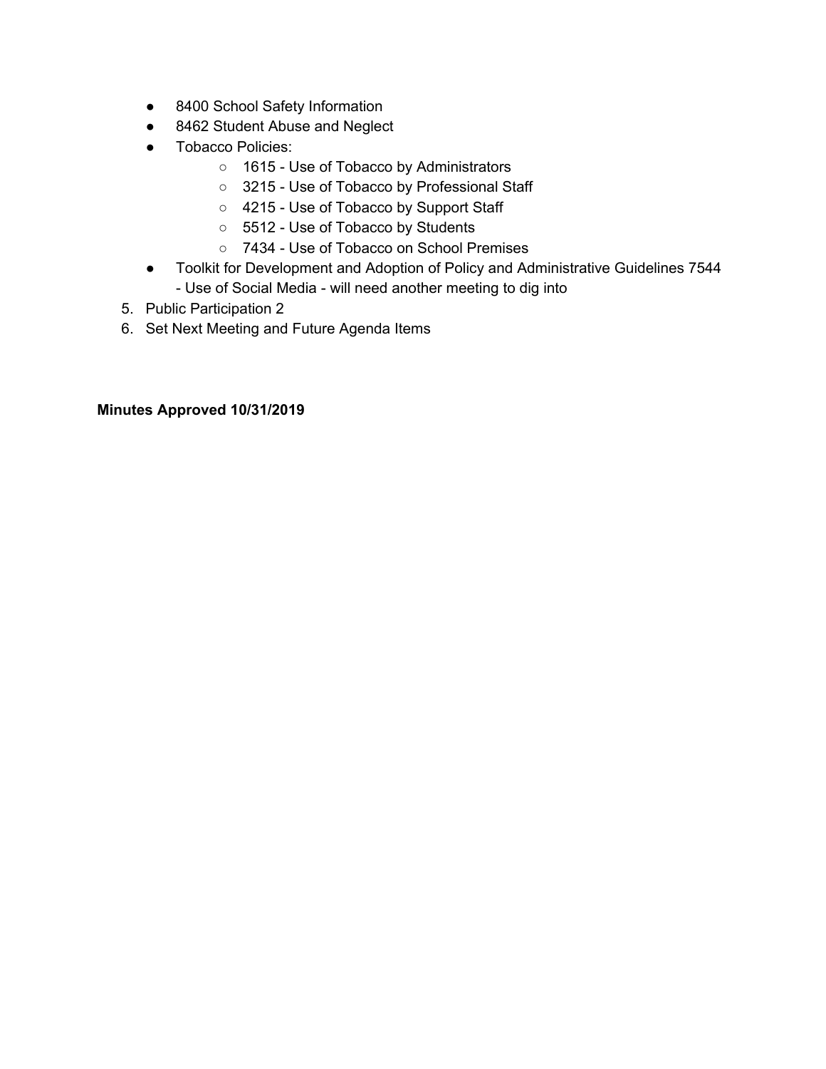- 8400 School Safety Information
- 8462 Student Abuse and Neglect
- Tobacco Policies:
    - 1615 - Use of Tobacco by Administrators
    - 3215 - Use of Tobacco by Professional Staff
    - 4215 - Use of Tobacco by Support Staff
    - 5512 - Use of Tobacco by Students
    - 7434 - Use of Tobacco on School Premises
- Toolkit for Development and Adoption of Policy and Administrative Guidelines 7544 - Use of Social Media - will need another meeting to dig into

5. Public Participation 2
6. Set Next Meeting and Future Agenda Items

**Minutes Approved 10/31/2019**